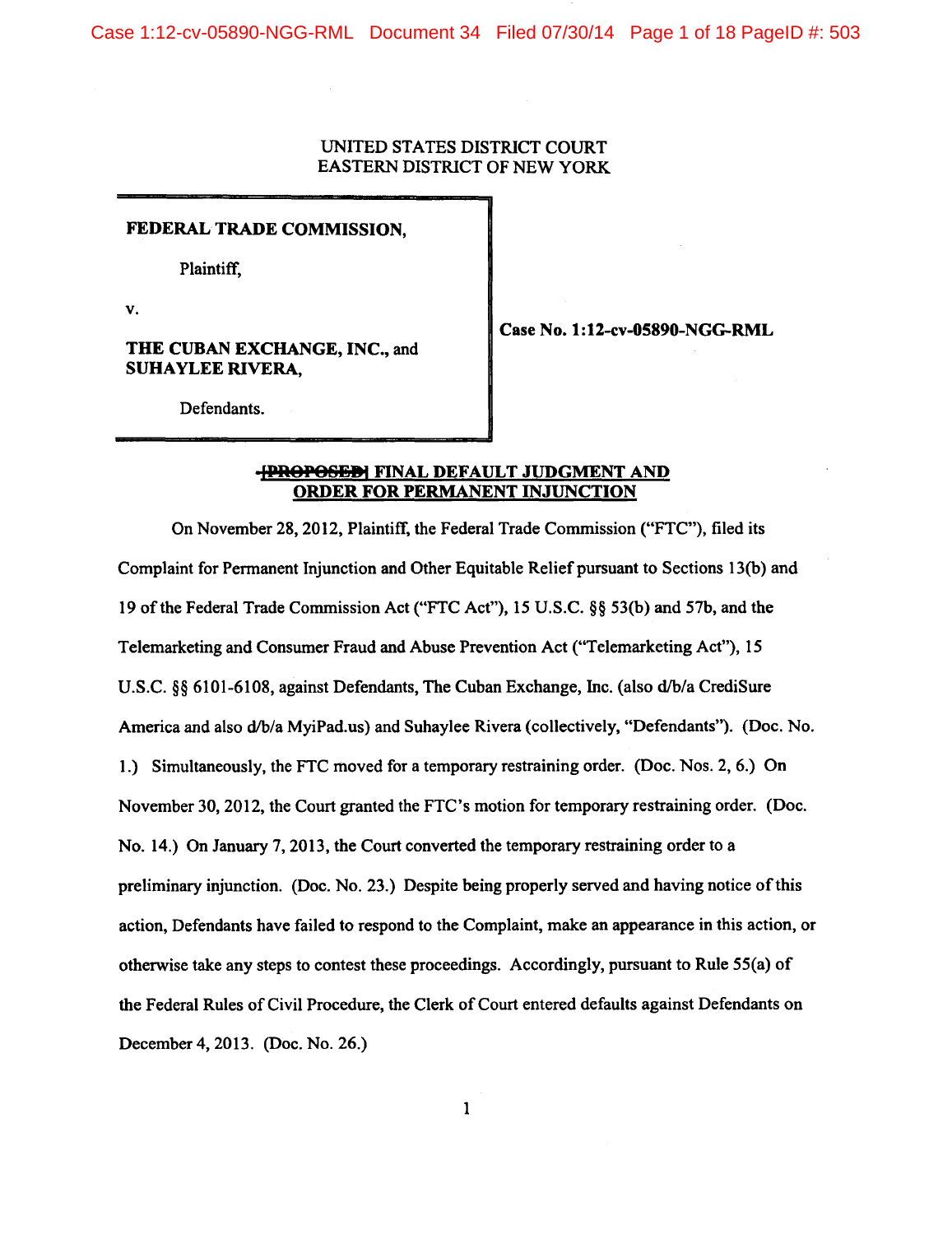UNITED STATES DISTRICT COURT
EASTERN DISTRICT OF NEW YORK

**FEDERAL TRADE COMMISSION,**

Plaintiff,

v.

**THE CUBAN EXCHANGE, INC., and SUHAYLEE RIVERA,**

Defendants.

**Case No. 1:12-cv-05890-NGG-RML**

**~~[PROPOSED]~~ FINAL DEFAULT JUDGMENT AND ORDER FOR PERMANENT INJUNCTION**

On November 28, 2012, Plaintiff, the Federal Trade Commission ("FTC"), filed its Complaint for Permanent Injunction and Other Equitable Relief pursuant to Sections 13(b) and 19 of the Federal Trade Commission Act ("FTC Act"), 15 U.S.C. §§ 53(b) and 57b, and the Telemarketing and Consumer Fraud and Abuse Prevention Act ("Telemarketing Act"), 15 U.S.C. §§ 6101-6108, against Defendants, The Cuban Exchange, Inc. (also d/b/a CrediSure America and also d/b/a MyiPad.us) and Suhaylee Rivera (collectively, "Defendants"). (Doc. No. 1.) Simultaneously, the FTC moved for a temporary restraining order. (Doc. Nos. 2, 6.) On November 30, 2012, the Court granted the FTC's motion for temporary restraining order. (Doc. No. 14.) On January 7, 2013, the Court converted the temporary restraining order to a preliminary injunction. (Doc. No. 23.) Despite being properly served and having notice of this action, Defendants have failed to respond to the Complaint, make an appearance in this action, or otherwise take any steps to contest these proceedings. Accordingly, pursuant to Rule 55(a) of the Federal Rules of Civil Procedure, the Clerk of Court entered defaults against Defendants on December 4, 2013. (Doc. No. 26.)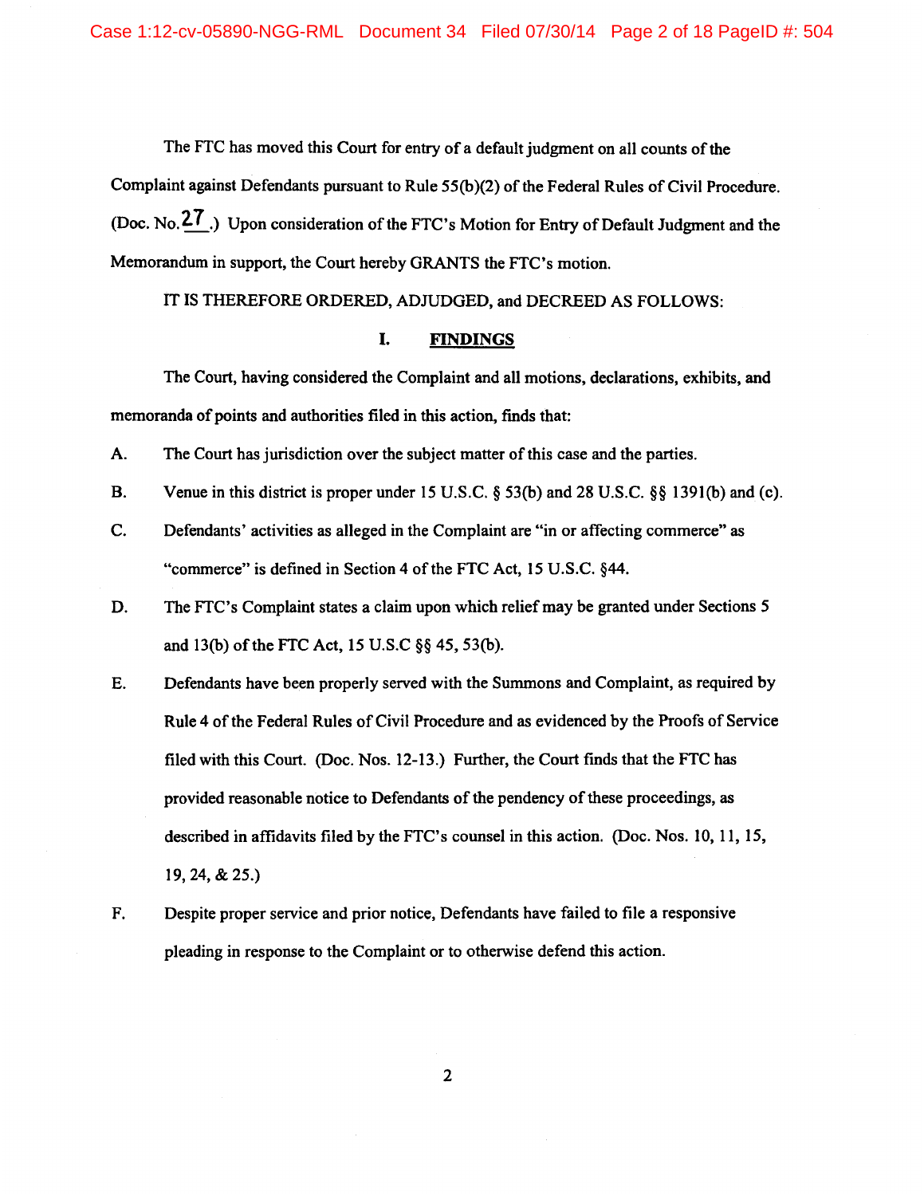The FTC has moved this Court for entry of a default judgment on all counts of the Complaint against Defendants pursuant to Rule 55(b)(2) of the Federal Rules of Civil Procedure. (Doc. No. 27.) Upon consideration of the FTC's Motion for Entry of Default Judgment and the Memorandum in support, the Court hereby GRANTS the FTC's motion.

IT IS THEREFORE ORDERED, ADJUDGED, and DECREED AS FOLLOWS:

## I. FINDINGS

The Court, having considered the Complaint and all motions, declarations, exhibits, and memoranda of points and authorities filed in this action, finds that:

A. The Court has jurisdiction over the subject matter of this case and the parties.

B. Venue in this district is proper under 15 U.S.C. § 53(b) and 28 U.S.C. §§ 1391(b) and (c).

C. Defendants' activities as alleged in the Complaint are "in or affecting commerce" as "commerce" is defined in Section 4 of the FTC Act, 15 U.S.C. §44.

D. The FTC's Complaint states a claim upon which relief may be granted under Sections 5 and 13(b) of the FTC Act, 15 U.S.C §§ 45, 53(b).

E. Defendants have been properly served with the Summons and Complaint, as required by Rule 4 of the Federal Rules of Civil Procedure and as evidenced by the Proofs of Service filed with this Court. (Doc. Nos. 12-13.) Further, the Court finds that the FTC has provided reasonable notice to Defendants of the pendency of these proceedings, as described in affidavits filed by the FTC's counsel in this action. (Doc. Nos. 10, 11, 15, 19, 24, & 25.)

F. Despite proper service and prior notice, Defendants have failed to file a responsive pleading in response to the Complaint or to otherwise defend this action.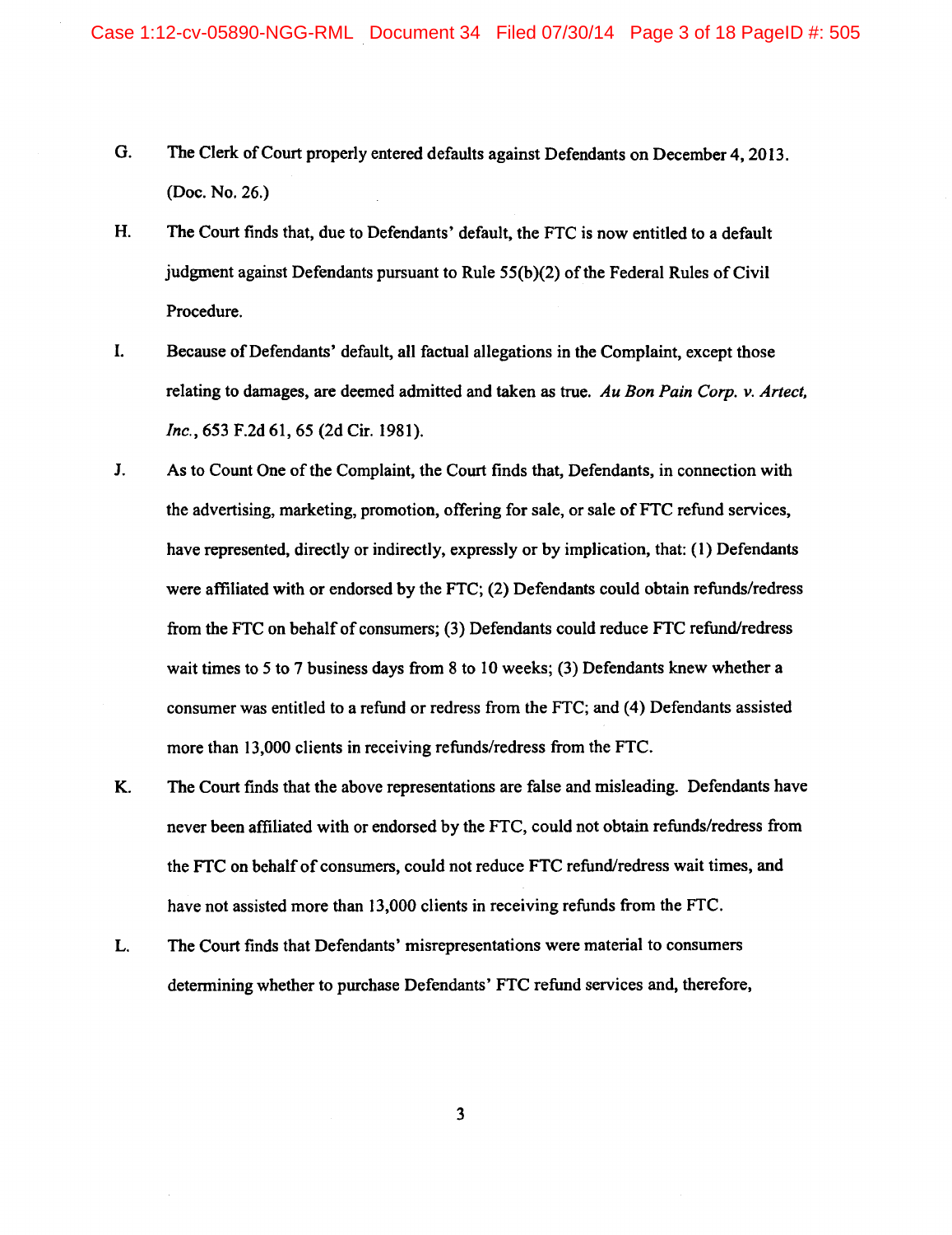G. The Clerk of Court properly entered defaults against Defendants on December 4, 2013. (Doc. No. 26.)

H. The Court finds that, due to Defendants' default, the FTC is now entitled to a default judgment against Defendants pursuant to Rule 55(b)(2) of the Federal Rules of Civil Procedure.

I. Because of Defendants' default, all factual allegations in the Complaint, except those relating to damages, are deemed admitted and taken as true. *Au Bon Pain Corp. v. Artect, Inc.*, 653 F.2d 61, 65 (2d Cir. 1981).

J. As to Count One of the Complaint, the Court finds that, Defendants, in connection with the advertising, marketing, promotion, offering for sale, or sale of FTC refund services, have represented, directly or indirectly, expressly or by implication, that: (1) Defendants were affiliated with or endorsed by the FTC; (2) Defendants could obtain refunds/redress from the FTC on behalf of consumers; (3) Defendants could reduce FTC refund/redress wait times to 5 to 7 business days from 8 to 10 weeks; (3) Defendants knew whether a consumer was entitled to a refund or redress from the FTC; and (4) Defendants assisted more than 13,000 clients in receiving refunds/redress from the FTC.

K. The Court finds that the above representations are false and misleading. Defendants have never been affiliated with or endorsed by the FTC, could not obtain refunds/redress from the FTC on behalf of consumers, could not reduce FTC refund/redress wait times, and have not assisted more than 13,000 clients in receiving refunds from the FTC.

L. The Court finds that Defendants' misrepresentations were material to consumers determining whether to purchase Defendants' FTC refund services and, therefore,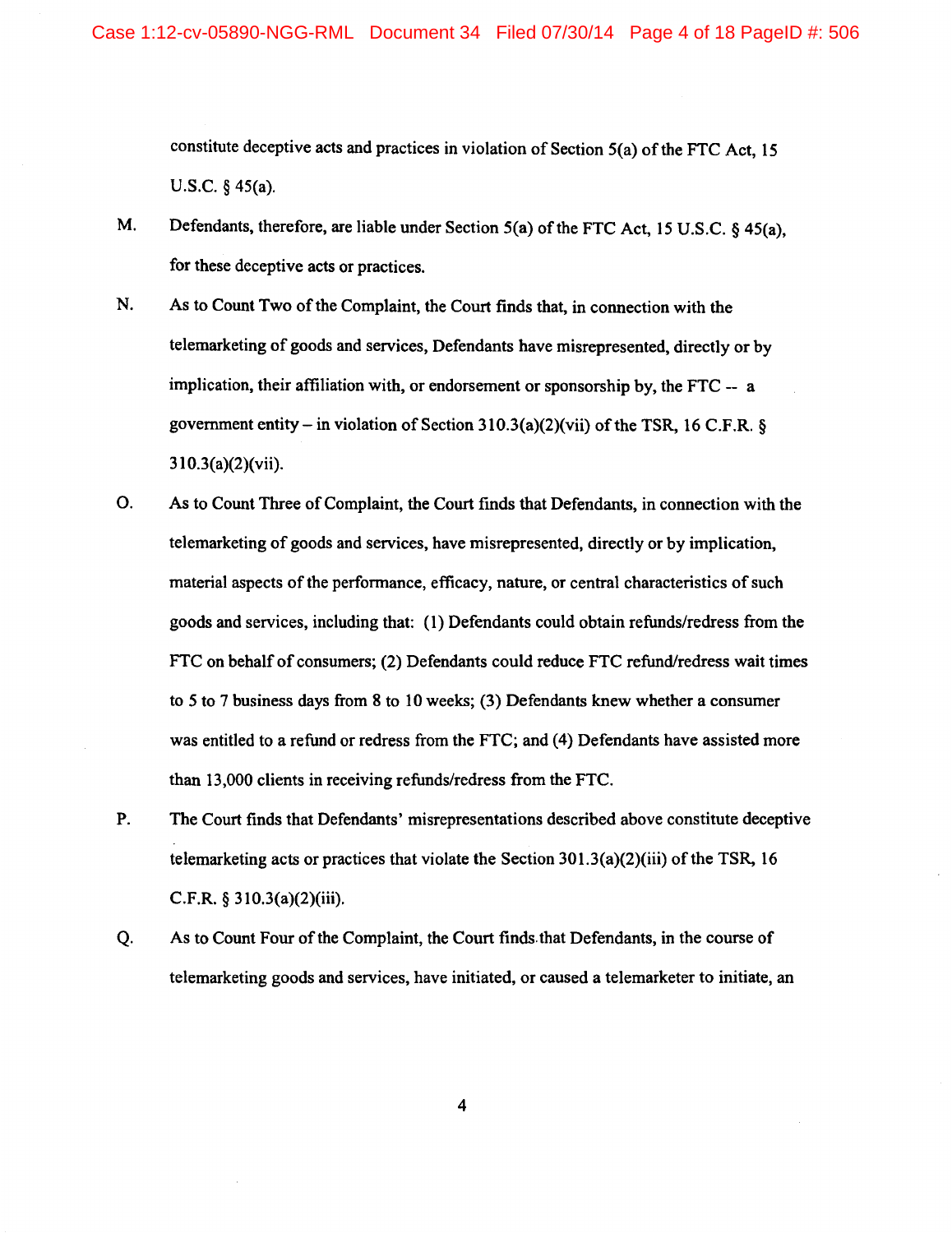constitute deceptive acts and practices in violation of Section 5(a) of the FTC Act, 15 U.S.C. § 45(a).

M. Defendants, therefore, are liable under Section 5(a) of the FTC Act, 15 U.S.C. § 45(a), for these deceptive acts or practices.

N. As to Count Two of the Complaint, the Court finds that, in connection with the telemarketing of goods and services, Defendants have misrepresented, directly or by implication, their affiliation with, or endorsement or sponsorship by, the FTC -- a government entity – in violation of Section 310.3(a)(2)(vii) of the TSR, 16 C.F.R. § 310.3(a)(2)(vii).

O. As to Count Three of Complaint, the Court finds that Defendants, in connection with the telemarketing of goods and services, have misrepresented, directly or by implication, material aspects of the performance, efficacy, nature, or central characteristics of such goods and services, including that: (1) Defendants could obtain refunds/redress from the FTC on behalf of consumers; (2) Defendants could reduce FTC refund/redress wait times to 5 to 7 business days from 8 to 10 weeks; (3) Defendants knew whether a consumer was entitled to a refund or redress from the FTC; and (4) Defendants have assisted more than 13,000 clients in receiving refunds/redress from the FTC.

P. The Court finds that Defendants' misrepresentations described above constitute deceptive telemarketing acts or practices that violate the Section 301.3(a)(2)(iii) of the TSR, 16 C.F.R. § 310.3(a)(2)(iii).

Q. As to Count Four of the Complaint, the Court finds that Defendants, in the course of telemarketing goods and services, have initiated, or caused a telemarketer to initiate, an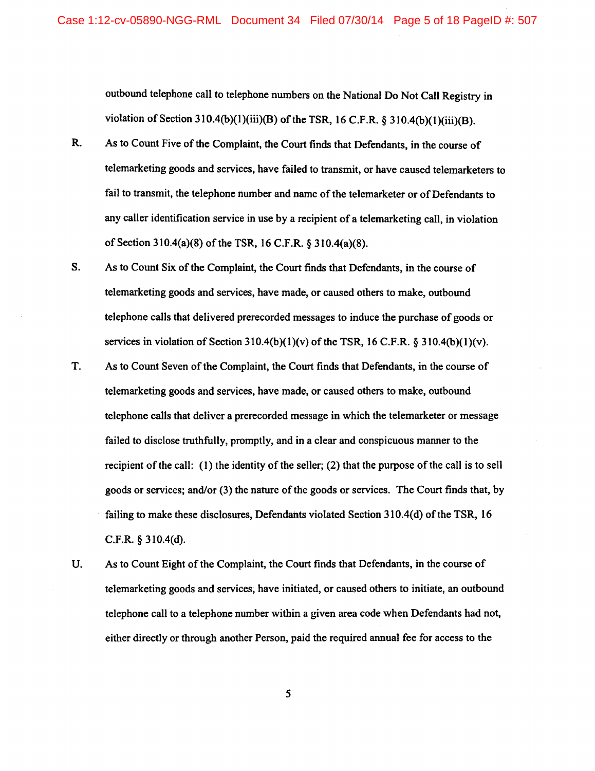outbound telephone call to telephone numbers on the National Do Not Call Registry in violation of Section 310.4(b)(1)(iii)(B) of the TSR, 16 C.F.R. § 310.4(b)(1)(iii)(B).

R. As to Count Five of the Complaint, the Court finds that Defendants, in the course of telemarketing goods and services, have failed to transmit, or have caused telemarketers to fail to transmit, the telephone number and name of the telemarketer or of Defendants to any caller identification service in use by a recipient of a telemarketing call, in violation of Section 310.4(a)(8) of the TSR, 16 C.F.R. § 310.4(a)(8).

S. As to Count Six of the Complaint, the Court finds that Defendants, in the course of telemarketing goods and services, have made, or caused others to make, outbound telephone calls that delivered prerecorded messages to induce the purchase of goods or services in violation of Section 310.4(b)(1)(v) of the TSR, 16 C.F.R. § 310.4(b)(1)(v).

T. As to Count Seven of the Complaint, the Court finds that Defendants, in the course of telemarketing goods and services, have made, or caused others to make, outbound telephone calls that deliver a prerecorded message in which the telemarketer or message failed to disclose truthfully, promptly, and in a clear and conspicuous manner to the recipient of the call: (1) the identity of the seller; (2) that the purpose of the call is to sell goods or services; and/or (3) the nature of the goods or services. The Court finds that, by failing to make these disclosures, Defendants violated Section 310.4(d) of the TSR, 16 C.F.R. § 310.4(d).

U. As to Count Eight of the Complaint, the Court finds that Defendants, in the course of telemarketing goods and services, have initiated, or caused others to initiate, an outbound telephone call to a telephone number within a given area code when Defendants had not, either directly or through another Person, paid the required annual fee for access to the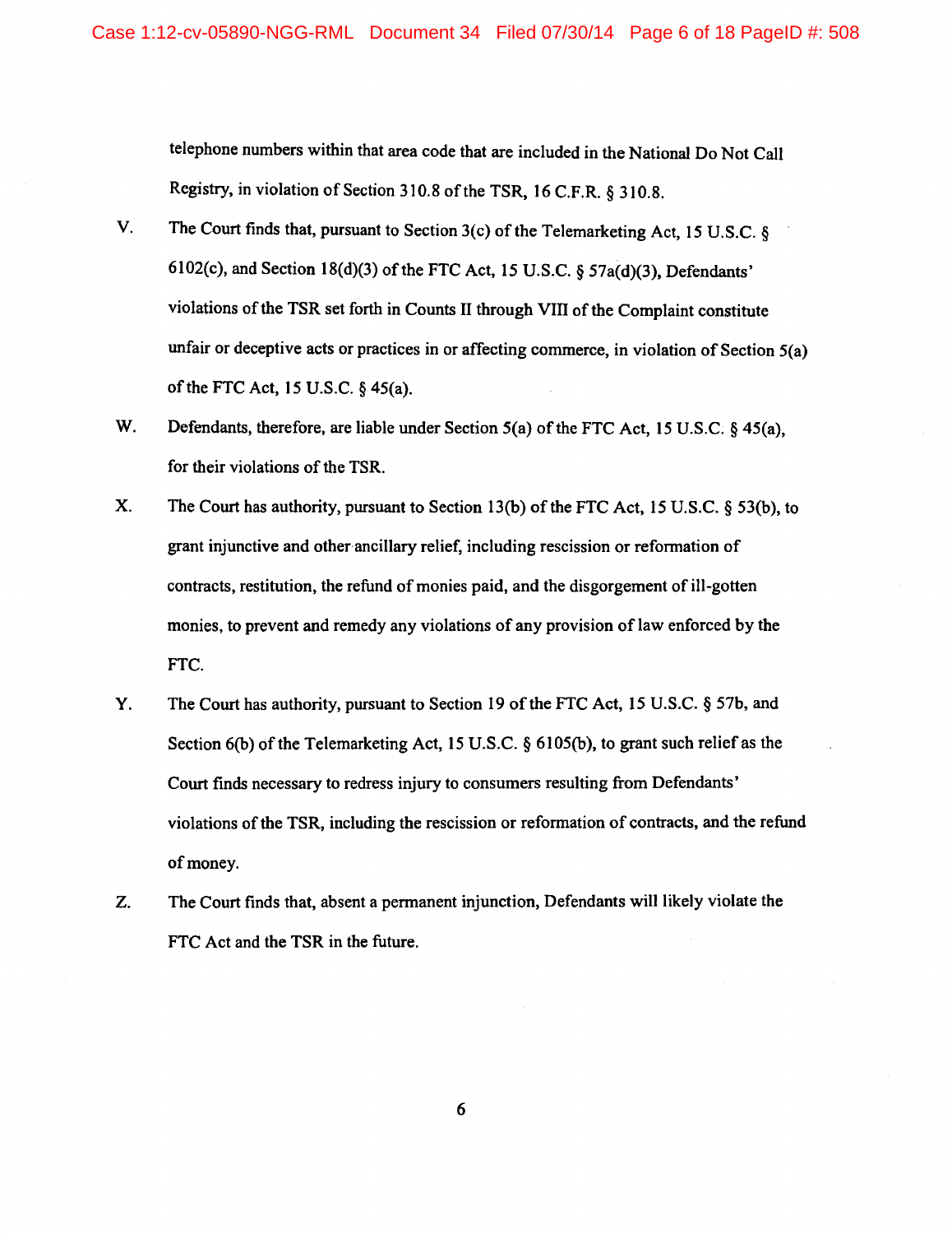telephone numbers within that area code that are included in the National Do Not Call Registry, in violation of Section 310.8 of the TSR, 16 C.F.R. § 310.8.

V. The Court finds that, pursuant to Section 3(c) of the Telemarketing Act, 15 U.S.C. § 6102(c), and Section 18(d)(3) of the FTC Act, 15 U.S.C. § 57a(d)(3), Defendants' violations of the TSR set forth in Counts II through VIII of the Complaint constitute unfair or deceptive acts or practices in or affecting commerce, in violation of Section 5(a) of the FTC Act, 15 U.S.C. § 45(a).

W. Defendants, therefore, are liable under Section 5(a) of the FTC Act, 15 U.S.C. § 45(a), for their violations of the TSR.

X. The Court has authority, pursuant to Section 13(b) of the FTC Act, 15 U.S.C. § 53(b), to grant injunctive and other ancillary relief, including rescission or reformation of contracts, restitution, the refund of monies paid, and the disgorgement of ill-gotten monies, to prevent and remedy any violations of any provision of law enforced by the FTC.

Y. The Court has authority, pursuant to Section 19 of the FTC Act, 15 U.S.C. § 57b, and Section 6(b) of the Telemarketing Act, 15 U.S.C. § 6105(b), to grant such relief as the Court finds necessary to redress injury to consumers resulting from Defendants' violations of the TSR, including the rescission or reformation of contracts, and the refund of money.

Z. The Court finds that, absent a permanent injunction, Defendants will likely violate the FTC Act and the TSR in the future.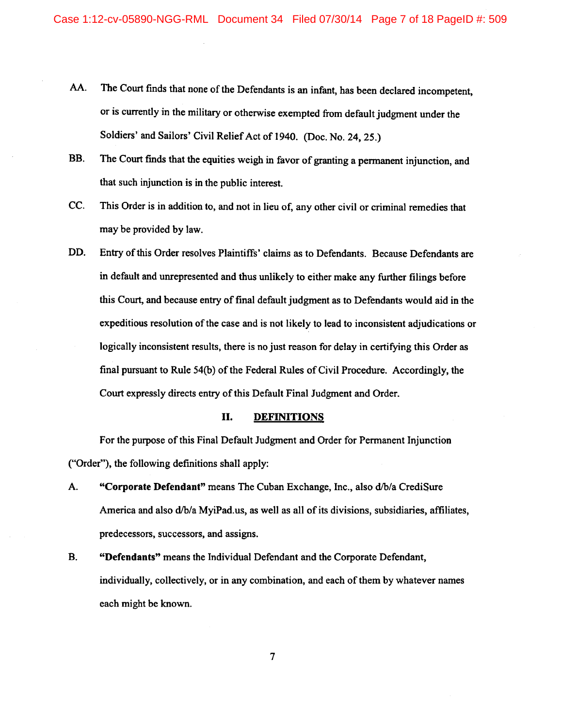AA. The Court finds that none of the Defendants is an infant, has been declared incompetent, or is currently in the military or otherwise exempted from default judgment under the Soldiers' and Sailors' Civil Relief Act of 1940. (Doc. No. 24, 25.)

BB. The Court finds that the equities weigh in favor of granting a permanent injunction, and that such injunction is in the public interest.

CC. This Order is in addition to, and not in lieu of, any other civil or criminal remedies that may be provided by law.

DD. Entry of this Order resolves Plaintiffs' claims as to Defendants. Because Defendants are in default and unrepresented and thus unlikely to either make any further filings before this Court, and because entry of final default judgment as to Defendants would aid in the expeditious resolution of the case and is not likely to lead to inconsistent adjudications or logically inconsistent results, there is no just reason for delay in certifying this Order as final pursuant to Rule 54(b) of the Federal Rules of Civil Procedure. Accordingly, the Court expressly directs entry of this Default Final Judgment and Order.

## II. DEFINITIONS

For the purpose of this Final Default Judgment and Order for Permanent Injunction ("Order"), the following definitions shall apply:

A. **"Corporate Defendant"** means The Cuban Exchange, Inc., also d/b/a CrediSure America and also d/b/a MyiPad.us, as well as all of its divisions, subsidiaries, affiliates, predecessors, successors, and assigns.

B. **"Defendants"** means the Individual Defendant and the Corporate Defendant, individually, collectively, or in any combination, and each of them by whatever names each might be known.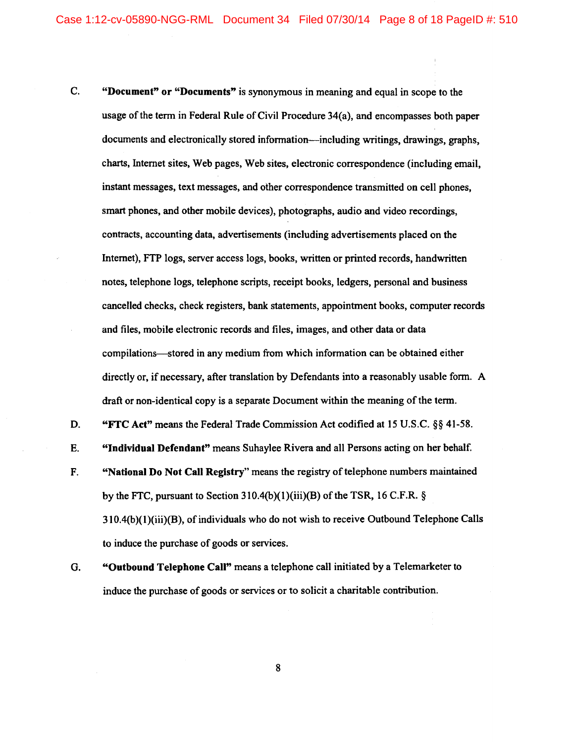C. **"Document" or "Documents"** is synonymous in meaning and equal in scope to the usage of the term in Federal Rule of Civil Procedure 34(a), and encompasses both paper documents and electronically stored information—including writings, drawings, graphs, charts, Internet sites, Web pages, Web sites, electronic correspondence (including email, instant messages, text messages, and other correspondence transmitted on cell phones, smart phones, and other mobile devices), photographs, audio and video recordings, contracts, accounting data, advertisements (including advertisements placed on the Internet), FTP logs, server access logs, books, written or printed records, handwritten notes, telephone logs, telephone scripts, receipt books, ledgers, personal and business cancelled checks, check registers, bank statements, appointment books, computer records and files, mobile electronic records and files, images, and other data or data compilations—stored in any medium from which information can be obtained either directly or, if necessary, after translation by Defendants into a reasonably usable form. A draft or non-identical copy is a separate Document within the meaning of the term.

D. **"FTC Act"** means the Federal Trade Commission Act codified at 15 U.S.C. §§ 41-58.

E. **"Individual Defendant"** means Suhaylee Rivera and all Persons acting on her behalf.

F. **"National Do Not Call Registry"** means the registry of telephone numbers maintained by the FTC, pursuant to Section 310.4(b)(1)(iii)(B) of the TSR, 16 C.F.R. § 310.4(b)(1)(iii)(B), of individuals who do not wish to receive Outbound Telephone Calls to induce the purchase of goods or services.

G. **"Outbound Telephone Call"** means a telephone call initiated by a Telemarketer to induce the purchase of goods or services or to solicit a charitable contribution.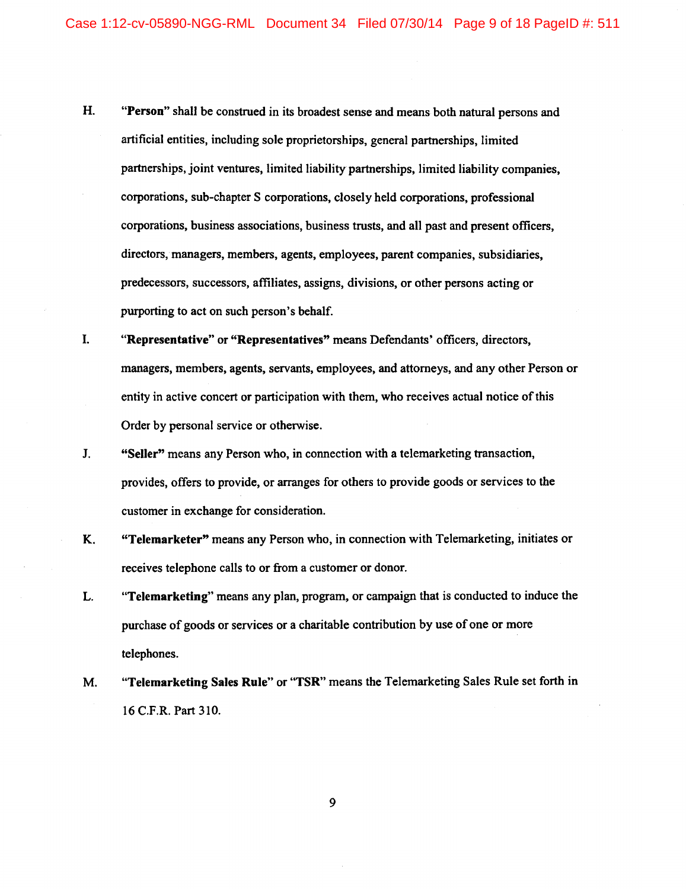H. **"Person"** shall be construed in its broadest sense and means both natural persons and artificial entities, including sole proprietorships, general partnerships, limited partnerships, joint ventures, limited liability partnerships, limited liability companies, corporations, sub-chapter S corporations, closely held corporations, professional corporations, business associations, business trusts, and all past and present officers, directors, managers, members, agents, employees, parent companies, subsidiaries, predecessors, successors, affiliates, assigns, divisions, or other persons acting or purporting to act on such person's behalf.

I. **"Representative"** or **"Representatives"** means Defendants' officers, directors, managers, members, agents, servants, employees, and attorneys, and any other Person or entity in active concert or participation with them, who receives actual notice of this Order by personal service or otherwise.

J. **"Seller"** means any Person who, in connection with a telemarketing transaction, provides, offers to provide, or arranges for others to provide goods or services to the customer in exchange for consideration.

K. **"Telemarketer"** means any Person who, in connection with Telemarketing, initiates or receives telephone calls to or from a customer or donor.

L. **"Telemarketing"** means any plan, program, or campaign that is conducted to induce the purchase of goods or services or a charitable contribution by use of one or more telephones.

M. **"Telemarketing Sales Rule"** or **"TSR"** means the Telemarketing Sales Rule set forth in 16 C.F.R. Part 310.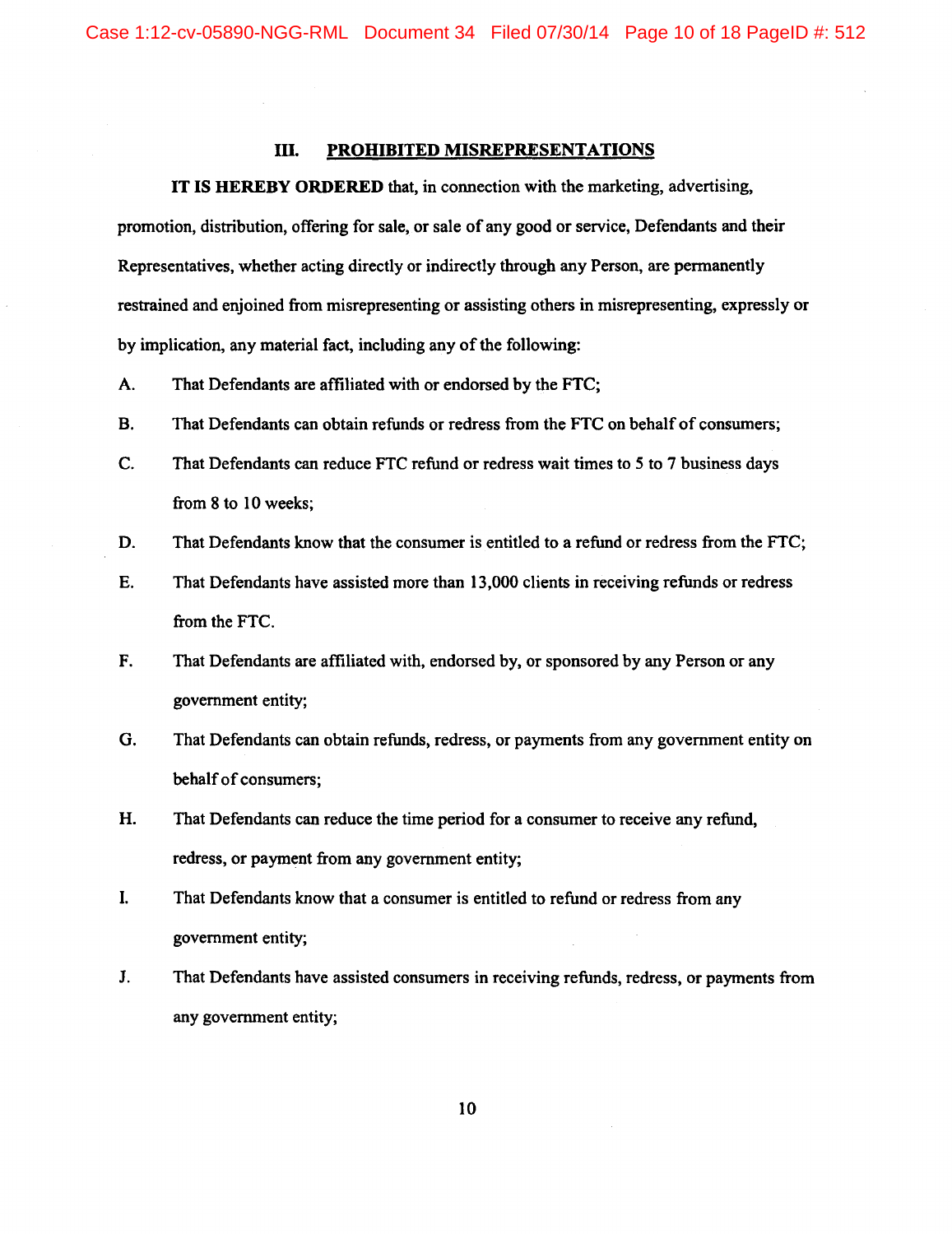## III. PROHIBITED MISREPRESENTATIONS

**IT IS HEREBY ORDERED** that, in connection with the marketing, advertising, promotion, distribution, offering for sale, or sale of any good or service, Defendants and their Representatives, whether acting directly or indirectly through any Person, are permanently restrained and enjoined from misrepresenting or assisting others in misrepresenting, expressly or by implication, any material fact, including any of the following:

A. That Defendants are affiliated with or endorsed by the FTC;

B. That Defendants can obtain refunds or redress from the FTC on behalf of consumers;

C. That Defendants can reduce FTC refund or redress wait times to 5 to 7 business days from 8 to 10 weeks;

D. That Defendants know that the consumer is entitled to a refund or redress from the FTC;

E. That Defendants have assisted more than 13,000 clients in receiving refunds or redress from the FTC.

F. That Defendants are affiliated with, endorsed by, or sponsored by any Person or any government entity;

G. That Defendants can obtain refunds, redress, or payments from any government entity on behalf of consumers;

H. That Defendants can reduce the time period for a consumer to receive any refund, redress, or payment from any government entity;

I. That Defendants know that a consumer is entitled to refund or redress from any government entity;

J. That Defendants have assisted consumers in receiving refunds, redress, or payments from any government entity;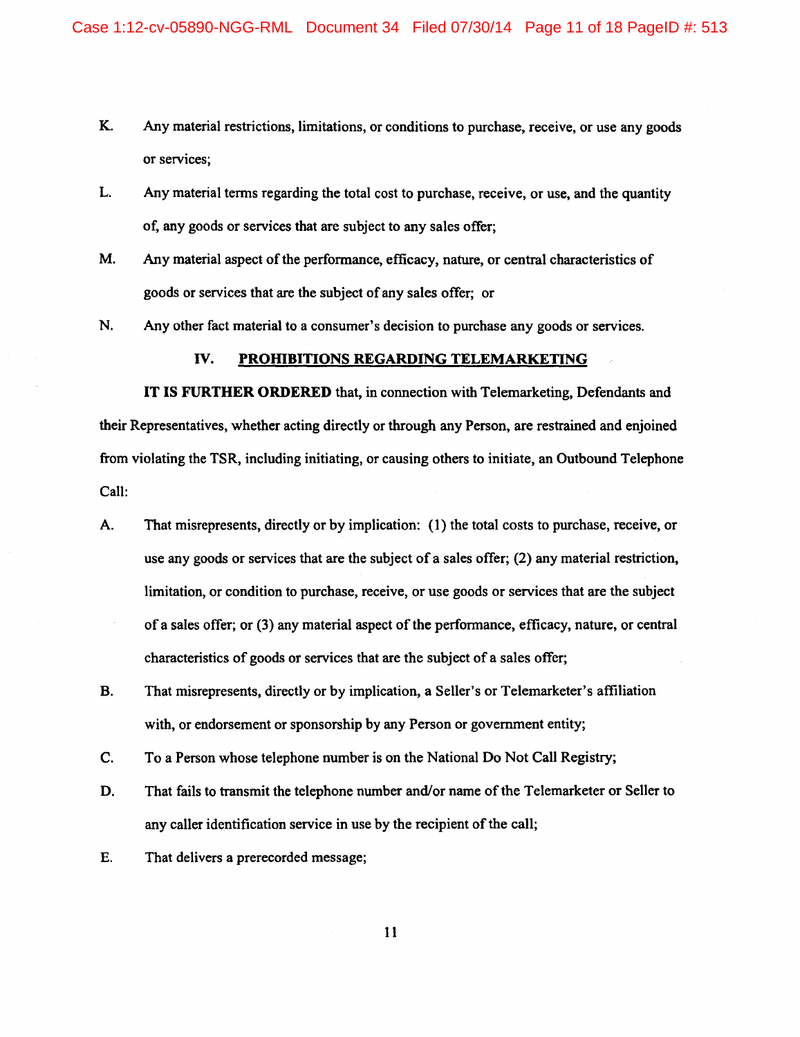K. Any material restrictions, limitations, or conditions to purchase, receive, or use any goods or services;

L. Any material terms regarding the total cost to purchase, receive, or use, and the quantity of, any goods or services that are subject to any sales offer;

M. Any material aspect of the performance, efficacy, nature, or central characteristics of goods or services that are the subject of any sales offer; or

N. Any other fact material to a consumer's decision to purchase any goods or services.

## IV. PROHIBITIONS REGARDING TELEMARKETING

**IT IS FURTHER ORDERED** that, in connection with Telemarketing, Defendants and their Representatives, whether acting directly or through any Person, are restrained and enjoined from violating the TSR, including initiating, or causing others to initiate, an Outbound Telephone Call:

A. That misrepresents, directly or by implication: (1) the total costs to purchase, receive, or use any goods or services that are the subject of a sales offer; (2) any material restriction, limitation, or condition to purchase, receive, or use goods or services that are the subject of a sales offer; or (3) any material aspect of the performance, efficacy, nature, or central characteristics of goods or services that are the subject of a sales offer;

B. That misrepresents, directly or by implication, a Seller's or Telemarketer's affiliation with, or endorsement or sponsorship by any Person or government entity;

C. To a Person whose telephone number is on the National Do Not Call Registry;

D. That fails to transmit the telephone number and/or name of the Telemarketer or Seller to any caller identification service in use by the recipient of the call;

E. That delivers a prerecorded message;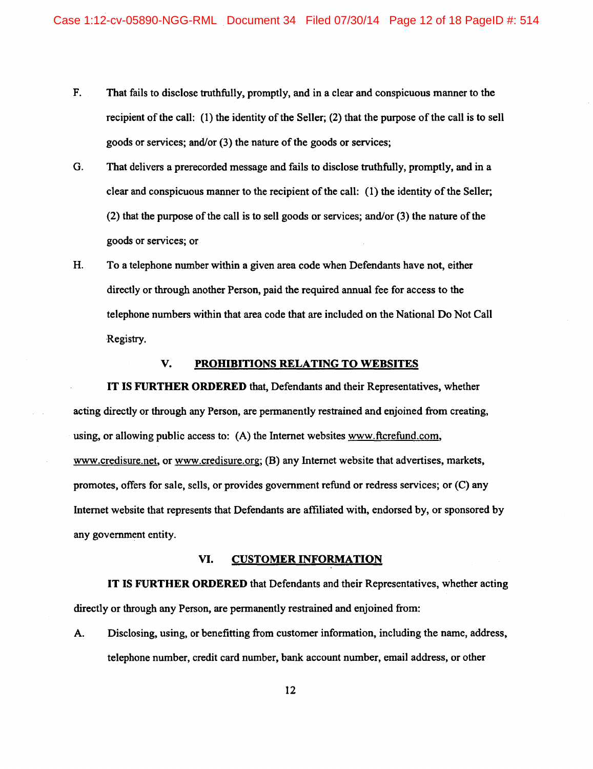F. That fails to disclose truthfully, promptly, and in a clear and conspicuous manner to the recipient of the call: (1) the identity of the Seller; (2) that the purpose of the call is to sell goods or services; and/or (3) the nature of the goods or services;

G. That delivers a prerecorded message and fails to disclose truthfully, promptly, and in a clear and conspicuous manner to the recipient of the call: (1) the identity of the Seller; (2) that the purpose of the call is to sell goods or services; and/or (3) the nature of the goods or services; or

H. To a telephone number within a given area code when Defendants have not, either directly or through another Person, paid the required annual fee for access to the telephone numbers within that area code that are included on the National Do Not Call Registry.

## V. PROHIBITIONS RELATING TO WEBSITES

**IT IS FURTHER ORDERED** that, Defendants and their Representatives, whether acting directly or through any Person, are permanently restrained and enjoined from creating, using, or allowing public access to: (A) the Internet websites www.ftcrefund.com, www.credisure.net, or www.credisure.org; (B) any Internet website that advertises, markets, promotes, offers for sale, sells, or provides government refund or redress services; or (C) any Internet website that represents that Defendants are affiliated with, endorsed by, or sponsored by any government entity.

## VI. CUSTOMER INFORMATION

**IT IS FURTHER ORDERED** that Defendants and their Representatives, whether acting directly or through any Person, are permanently restrained and enjoined from:

A. Disclosing, using, or benefitting from customer information, including the name, address, telephone number, credit card number, bank account number, email address, or other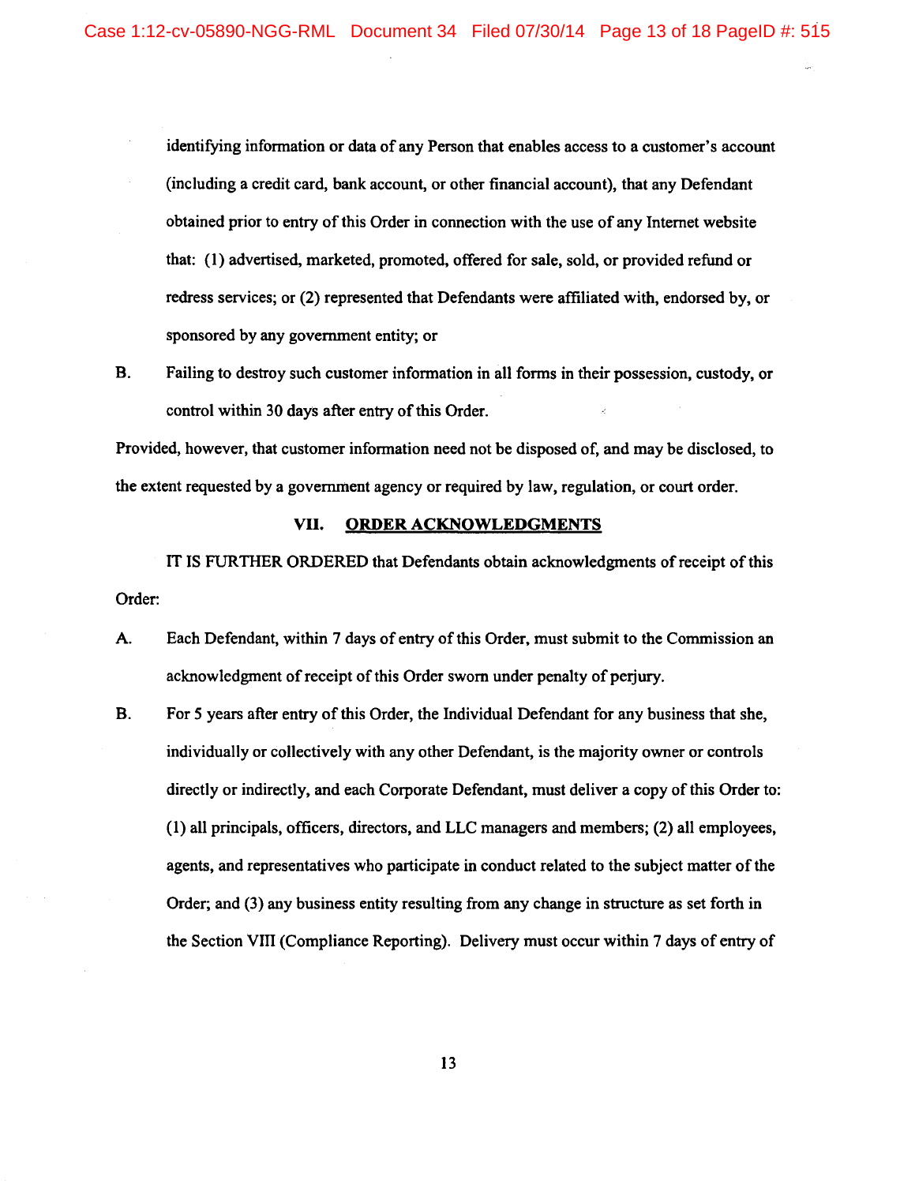identifying information or data of any Person that enables access to a customer's account (including a credit card, bank account, or other financial account), that any Defendant obtained prior to entry of this Order in connection with the use of any Internet website that: (1) advertised, marketed, promoted, offered for sale, sold, or provided refund or redress services; or (2) represented that Defendants were affiliated with, endorsed by, or sponsored by any government entity; or

B. Failing to destroy such customer information in all forms in their possession, custody, or control within 30 days after entry of this Order.

Provided, however, that customer information need not be disposed of, and may be disclosed, to the extent requested by a government agency or required by law, regulation, or court order.

## VII. ORDER ACKNOWLEDGMENTS

IT IS FURTHER ORDERED that Defendants obtain acknowledgments of receipt of this Order:

A. Each Defendant, within 7 days of entry of this Order, must submit to the Commission an acknowledgment of receipt of this Order sworn under penalty of perjury.

B. For 5 years after entry of this Order, the Individual Defendant for any business that she, individually or collectively with any other Defendant, is the majority owner or controls directly or indirectly, and each Corporate Defendant, must deliver a copy of this Order to: (1) all principals, officers, directors, and LLC managers and members; (2) all employees, agents, and representatives who participate in conduct related to the subject matter of the Order; and (3) any business entity resulting from any change in structure as set forth in the Section VIII (Compliance Reporting). Delivery must occur within 7 days of entry of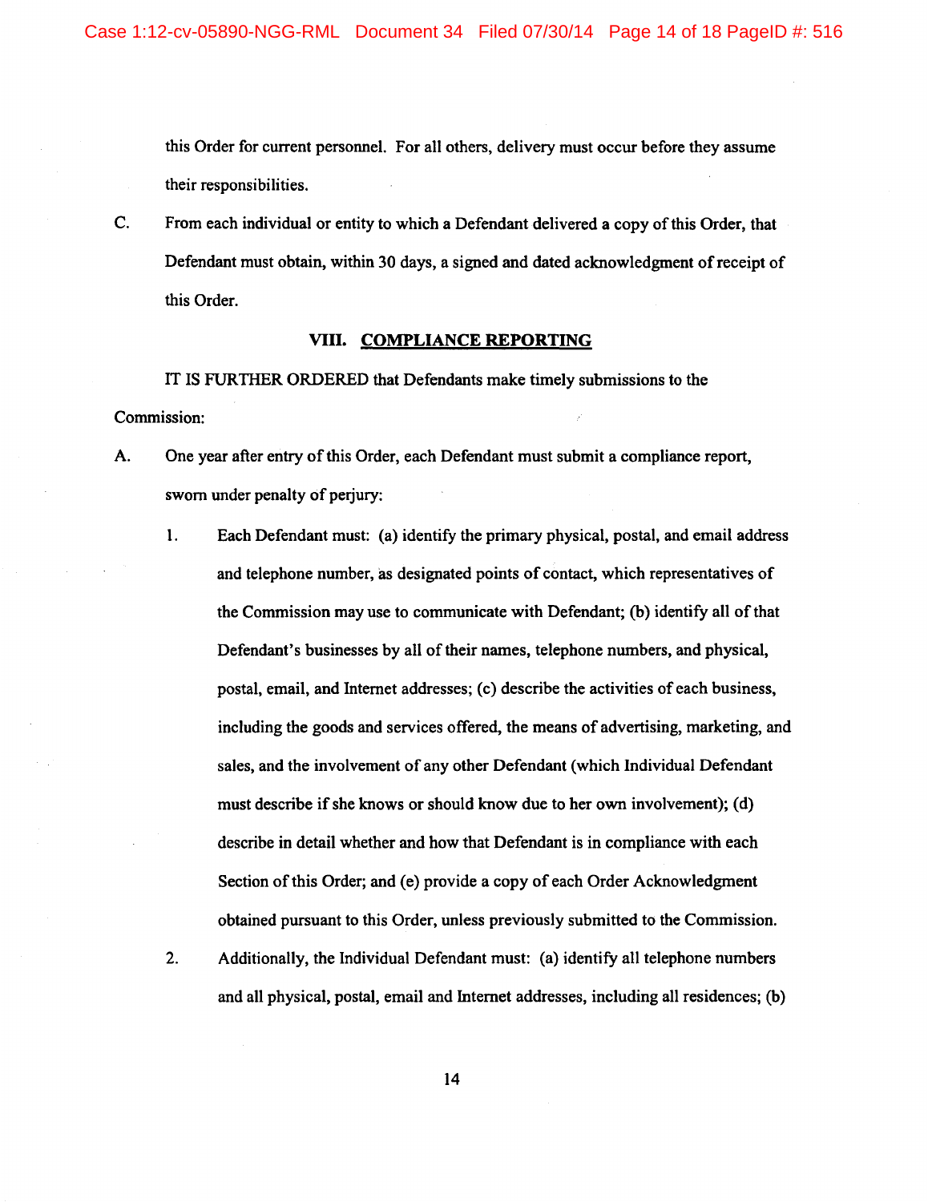this Order for current personnel. For all others, delivery must occur before they assume their responsibilities.

C. From each individual or entity to which a Defendant delivered a copy of this Order, that Defendant must obtain, within 30 days, a signed and dated acknowledgment of receipt of this Order.

## VIII. COMPLIANCE REPORTING

IT IS FURTHER ORDERED that Defendants make timely submissions to the Commission:

A. One year after entry of this Order, each Defendant must submit a compliance report, sworn under penalty of perjury:

1. Each Defendant must: (a) identify the primary physical, postal, and email address and telephone number, as designated points of contact, which representatives of the Commission may use to communicate with Defendant; (b) identify all of that Defendant's businesses by all of their names, telephone numbers, and physical, postal, email, and Internet addresses; (c) describe the activities of each business, including the goods and services offered, the means of advertising, marketing, and sales, and the involvement of any other Defendant (which Individual Defendant must describe if she knows or should know due to her own involvement); (d) describe in detail whether and how that Defendant is in compliance with each Section of this Order; and (e) provide a copy of each Order Acknowledgment obtained pursuant to this Order, unless previously submitted to the Commission.

2. Additionally, the Individual Defendant must: (a) identify all telephone numbers and all physical, postal, email and Internet addresses, including all residences; (b)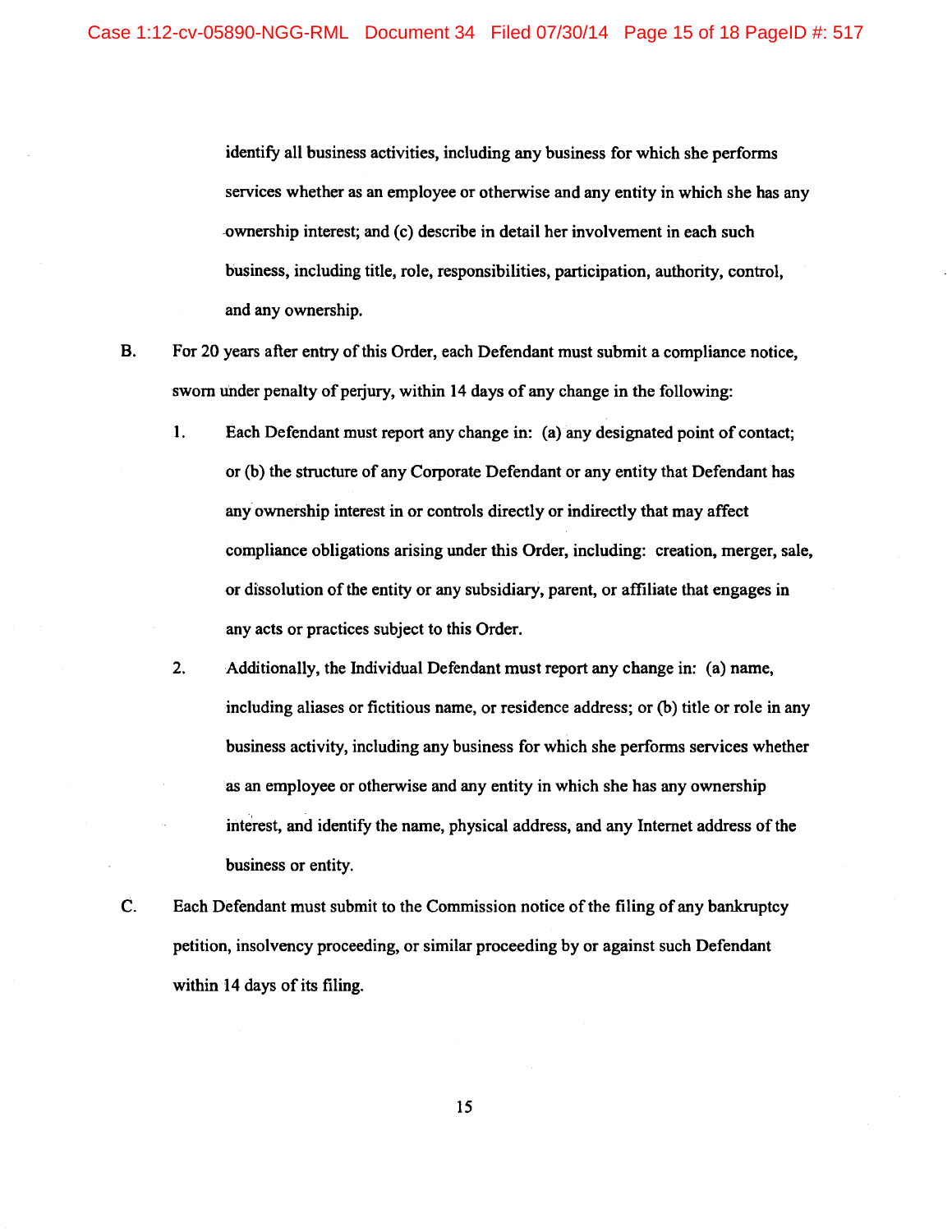identify all business activities, including any business for which she performs services whether as an employee or otherwise and any entity in which she has any ownership interest; and (c) describe in detail her involvement in each such business, including title, role, responsibilities, participation, authority, control, and any ownership.

B. For 20 years after entry of this Order, each Defendant must submit a compliance notice, sworn under penalty of perjury, within 14 days of any change in the following:

1. Each Defendant must report any change in: (a) any designated point of contact; or (b) the structure of any Corporate Defendant or any entity that Defendant has any ownership interest in or controls directly or indirectly that may affect compliance obligations arising under this Order, including: creation, merger, sale, or dissolution of the entity or any subsidiary, parent, or affiliate that engages in any acts or practices subject to this Order.

2. Additionally, the Individual Defendant must report any change in: (a) name, including aliases or fictitious name, or residence address; or (b) title or role in any business activity, including any business for which she performs services whether as an employee or otherwise and any entity in which she has any ownership interest, and identify the name, physical address, and any Internet address of the business or entity.

C. Each Defendant must submit to the Commission notice of the filing of any bankruptcy petition, insolvency proceeding, or similar proceeding by or against such Defendant within 14 days of its filing.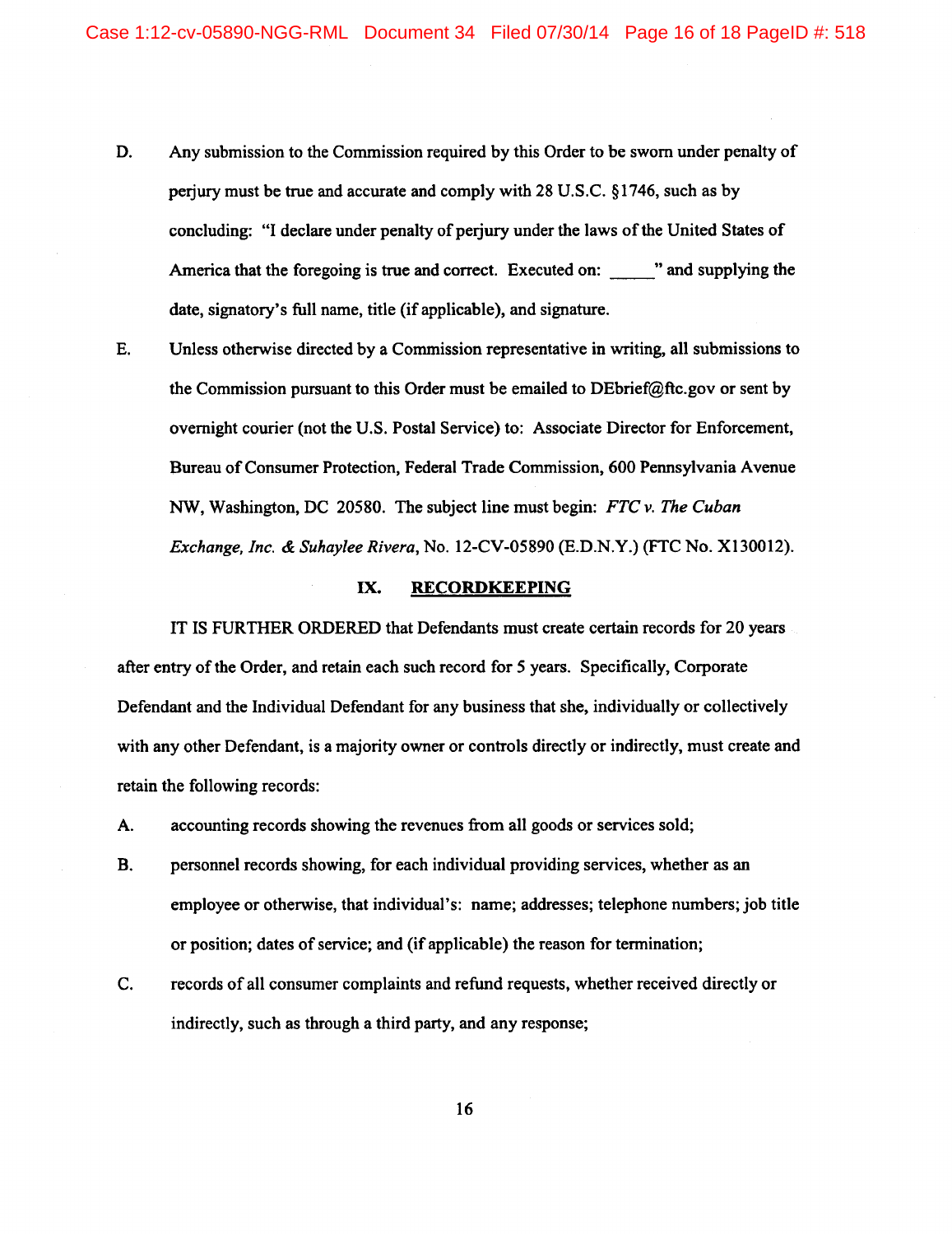D. Any submission to the Commission required by this Order to be sworn under penalty of perjury must be true and accurate and comply with 28 U.S.C. §1746, such as by concluding: "I declare under penalty of perjury under the laws of the United States of America that the foregoing is true and correct. Executed on: _____" and supplying the date, signatory's full name, title (if applicable), and signature.

E. Unless otherwise directed by a Commission representative in writing, all submissions to the Commission pursuant to this Order must be emailed to DEbrief@ftc.gov or sent by overnight courier (not the U.S. Postal Service) to: Associate Director for Enforcement, Bureau of Consumer Protection, Federal Trade Commission, 600 Pennsylvania Avenue NW, Washington, DC 20580. The subject line must begin: *FTC v. The Cuban Exchange, Inc. & Suhaylee Rivera*, No. 12-CV-05890 (E.D.N.Y.) (FTC No. X130012).

## IX. RECORDKEEPING

IT IS FURTHER ORDERED that Defendants must create certain records for 20 years after entry of the Order, and retain each such record for 5 years. Specifically, Corporate Defendant and the Individual Defendant for any business that she, individually or collectively with any other Defendant, is a majority owner or controls directly or indirectly, must create and retain the following records:

A. accounting records showing the revenues from all goods or services sold;

B. personnel records showing, for each individual providing services, whether as an employee or otherwise, that individual's: name; addresses; telephone numbers; job title or position; dates of service; and (if applicable) the reason for termination;

C. records of all consumer complaints and refund requests, whether received directly or indirectly, such as through a third party, and any response;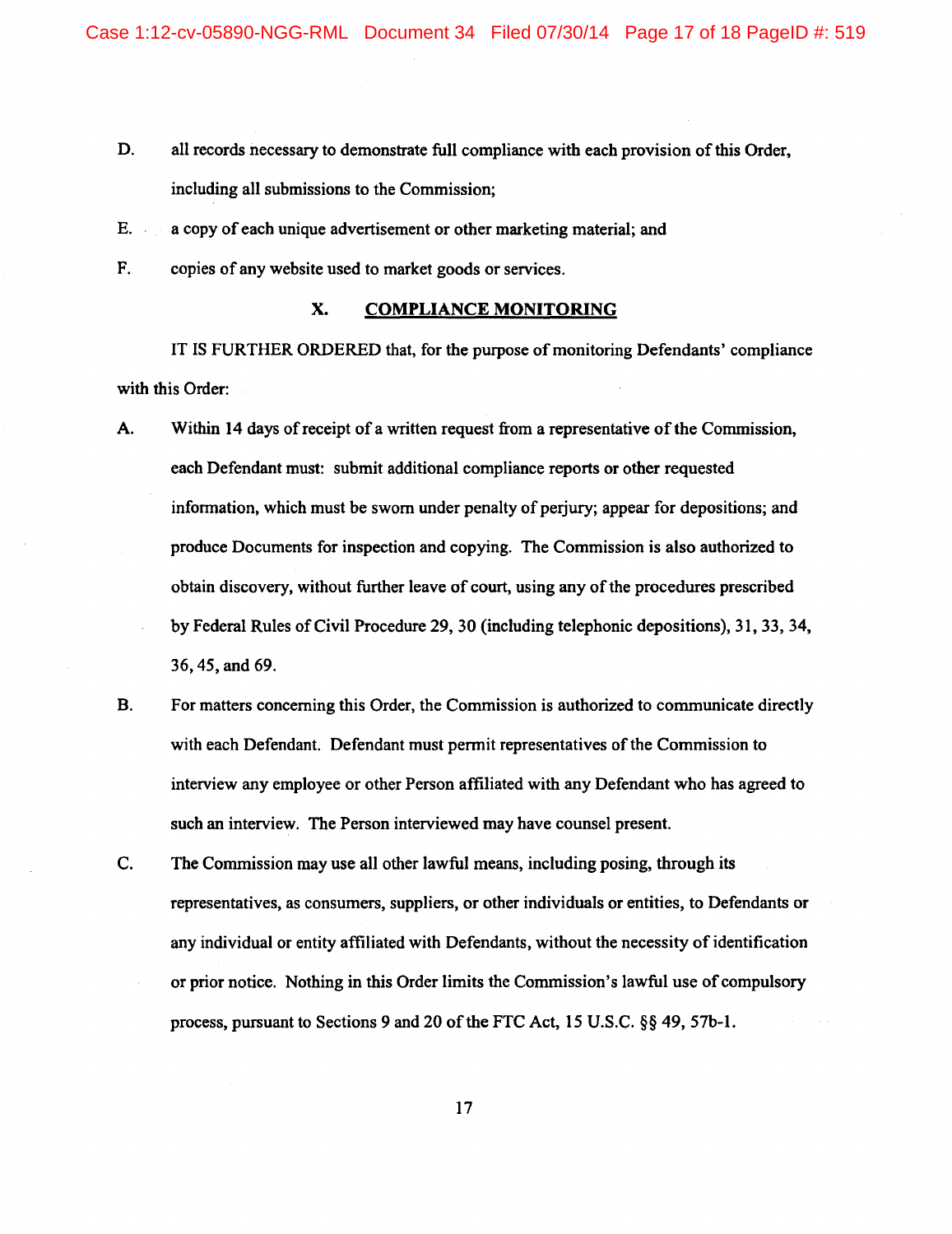D. all records necessary to demonstrate full compliance with each provision of this Order, including all submissions to the Commission;

E. a copy of each unique advertisement or other marketing material; and

F. copies of any website used to market goods or services.

## X. COMPLIANCE MONITORING

IT IS FURTHER ORDERED that, for the purpose of monitoring Defendants' compliance with this Order:

A. Within 14 days of receipt of a written request from a representative of the Commission, each Defendant must: submit additional compliance reports or other requested information, which must be sworn under penalty of perjury; appear for depositions; and produce Documents for inspection and copying. The Commission is also authorized to obtain discovery, without further leave of court, using any of the procedures prescribed by Federal Rules of Civil Procedure 29, 30 (including telephonic depositions), 31, 33, 34, 36, 45, and 69.

B. For matters concerning this Order, the Commission is authorized to communicate directly with each Defendant. Defendant must permit representatives of the Commission to interview any employee or other Person affiliated with any Defendant who has agreed to such an interview. The Person interviewed may have counsel present.

C. The Commission may use all other lawful means, including posing, through its representatives, as consumers, suppliers, or other individuals or entities, to Defendants or any individual or entity affiliated with Defendants, without the necessity of identification or prior notice. Nothing in this Order limits the Commission's lawful use of compulsory process, pursuant to Sections 9 and 20 of the FTC Act, 15 U.S.C. §§ 49, 57b-1.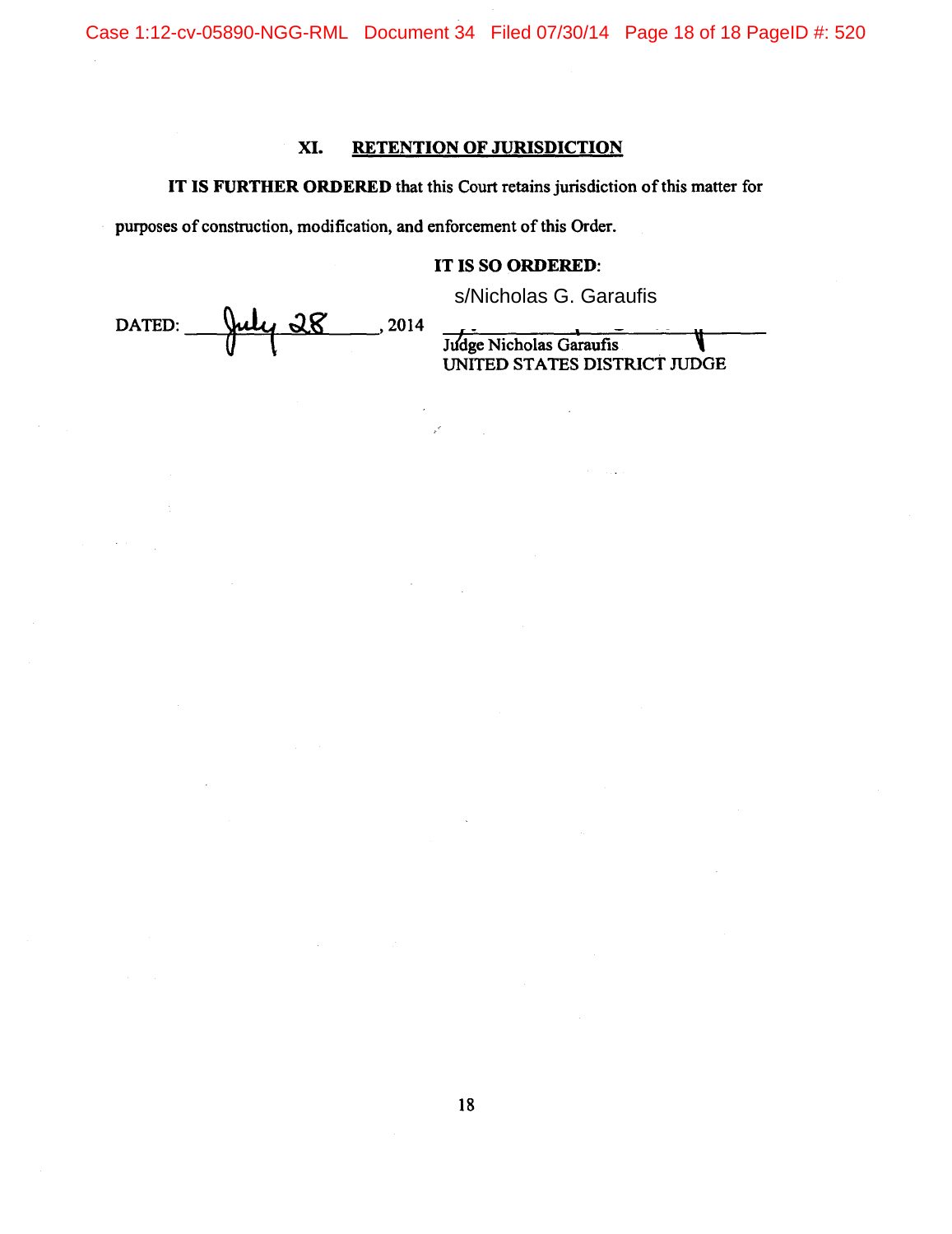## XI. RETENTION OF JURISDICTION

**IT IS FURTHER ORDERED** that this Court retains jurisdiction of this matter for purposes of construction, modification, and enforcement of this Order.

**IT IS SO ORDERED:**

s/Nicholas G. Garaufis

DATED: July 28, 2014

Judge Nicholas Garaufis
UNITED STATES DISTRICT JUDGE